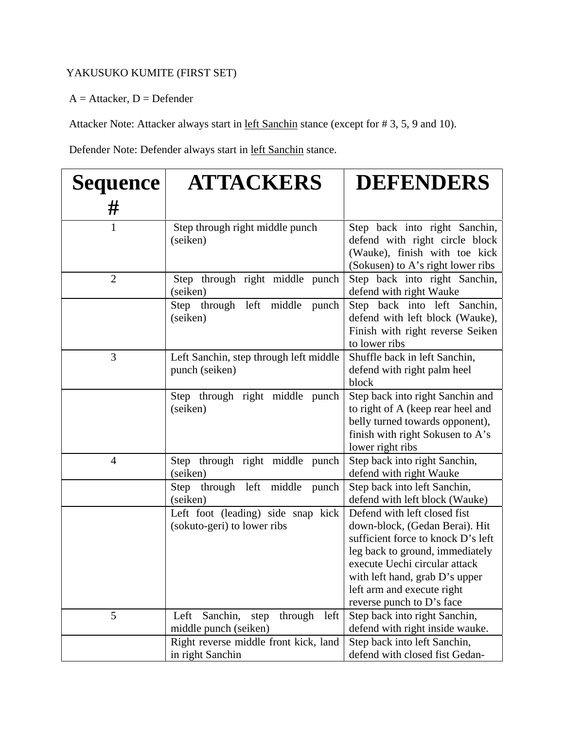YAKUSUKO KUMITE (FIRST SET)

A = Attacker, D = Defender

Attacker Note: Attacker always start in left Sanchin stance (except for # 3, 5, 9 and 10).

Defender Note: Defender always start in left Sanchin stance.

| Sequence # | ATTACKERS | DEFENDERS |
|---|---|---|
| 1 | Step through right middle punch (seiken) | Step back into right Sanchin, defend with right circle block (Wauke), finish with toe kick (Sokusen) to A's right lower ribs |
| 2 | Step through right middle punch (seiken) | Step back into right Sanchin, defend with right Wauke |
| | Step through left middle punch (seiken) | Step back into left Sanchin, defend with left block (Wauke), Finish with right reverse Seiken to lower ribs |
| 3 | Left Sanchin, step through left middle punch (seiken) | Shuffle back in left Sanchin, defend with right palm heel block |
| | Step through right middle punch (seiken) | Step back into right Sanchin and to right of A (keep rear heel and belly turned towards opponent), finish with right Sokusen to A's lower right ribs |
| 4 | Step through right middle punch (seiken) | Step back into right Sanchin, defend with right Wauke |
| | Step through left middle punch (seiken) | Step back into left Sanchin, defend with left block (Wauke) |
| | Left foot (leading) side snap kick (sokuto-geri) to lower ribs | Defend with left closed fist down-block, (Gedan Berai). Hit sufficient force to knock D's left leg back to ground, immediately execute Uechi circular attack with left hand, grab D's upper left arm and execute right reverse punch to D's face |
| 5 | Left Sanchin, step through left middle punch (seiken) | Step back into right Sanchin, defend with right inside wauke. |
| | Right reverse middle front kick, land in right Sanchin | Step back into left Sanchin, defend with closed fist Gedan- |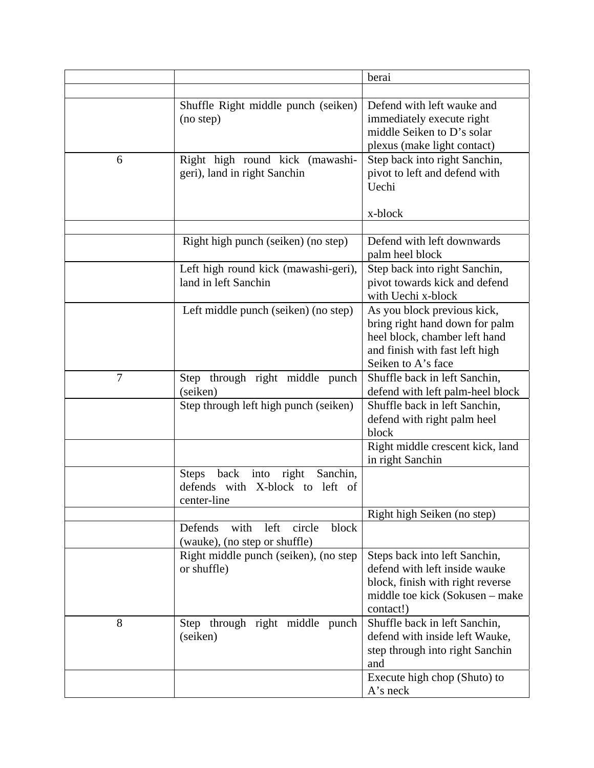| | | |
|---|---|---|
| | | berai |
| | | |
| | Shuffle Right middle punch (seiken) (no step) | Defend with left wauke and immediately execute right middle Seiken to D's solar plexus (make light contact) |
| 6 | Right high round kick (mawashi-geri), land in right Sanchin | Step back into right Sanchin, pivot to left and defend with Uechi<br><br>x-block |
| | | |
| | Right high punch (seiken) (no step) | Defend with left downwards palm heel block |
| | Left high round kick (mawashi-geri), land in left Sanchin | Step back into right Sanchin, pivot towards kick and defend with Uechi x-block |
| | Left middle punch (seiken) (no step) | As you block previous kick, bring right hand down for palm heel block, chamber left hand and finish with fast left high Seiken to A's face |
| 7 | Step through right middle punch (seiken) | Shuffle back in left Sanchin, defend with left palm-heel block |
| | Step through left high punch (seiken) | Shuffle back in left Sanchin, defend with right palm heel block |
| | | Right middle crescent kick, land in right Sanchin |
| | Steps back into right Sanchin, defends with X-block to left of center-line | |
| | | Right high Seiken (no step) |
| | Defends with left circle block (wauke), (no step or shuffle) | |
| | Right middle punch (seiken), (no step or shuffle) | Steps back into left Sanchin, defend with left inside wauke block, finish with right reverse middle toe kick (Sokusen – make contact!) |
| 8 | Step through right middle punch (seiken) | Shuffle back in left Sanchin, defend with inside left Wauke, step through into right Sanchin and |
| | | Execute high chop (Shuto) to A's neck |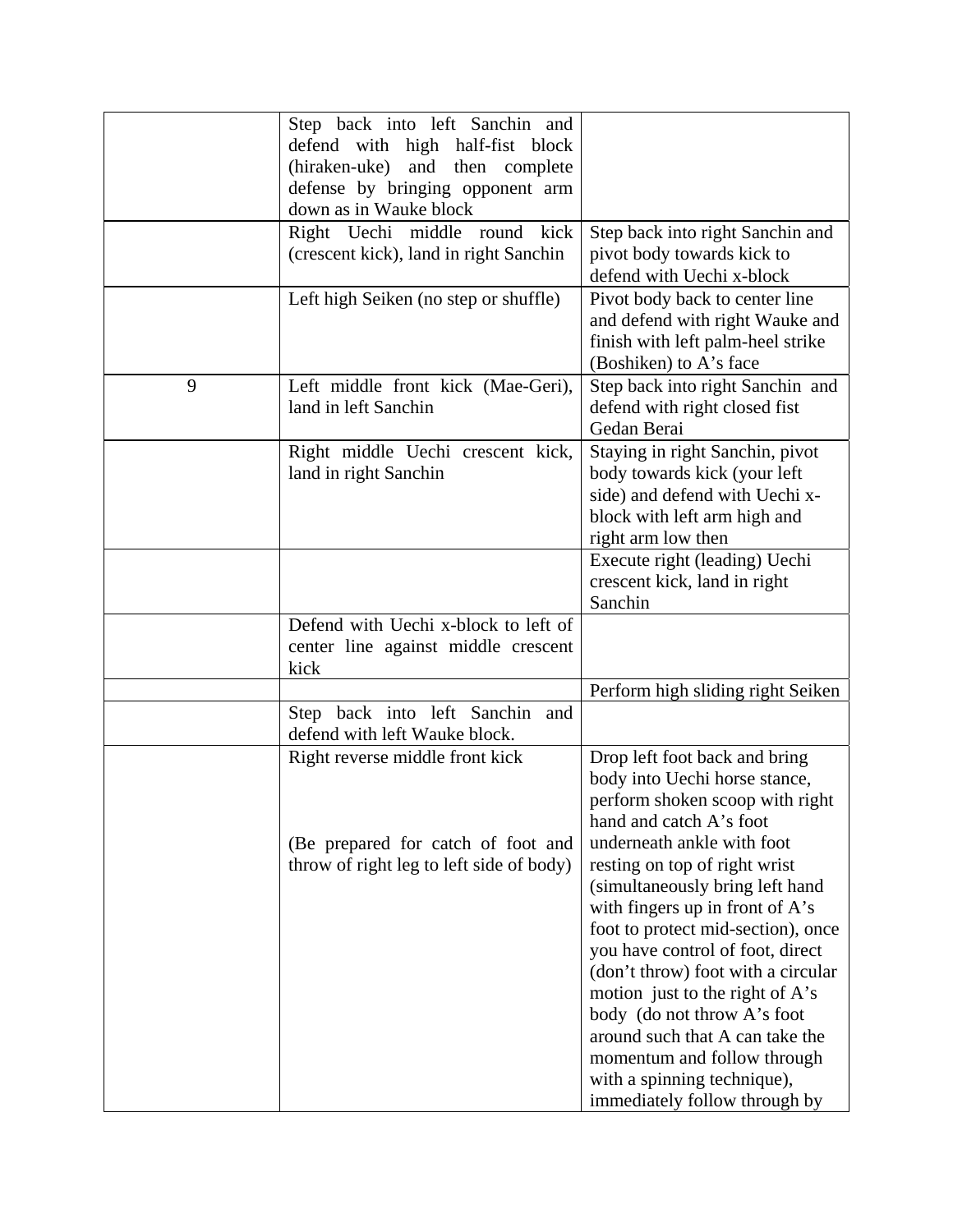| | | |
|---|---|---|
| | Step back into left Sanchin and defend with high half-fist block (hiraken-uke) and then complete defense by bringing opponent arm down as in Wauke block | |
| | Right Uechi middle round kick (crescent kick), land in right Sanchin | Step back into right Sanchin and pivot body towards kick to defend with Uechi x-block |
| | Left high Seiken (no step or shuffle) | Pivot body back to center line and defend with right Wauke and finish with left palm-heel strike (Boshiken) to A's face |
| 9 | Left middle front kick (Mae-Geri), land in left Sanchin | Step back into right Sanchin and defend with right closed fist Gedan Berai |
| | Right middle Uechi crescent kick, land in right Sanchin | Staying in right Sanchin, pivot body towards kick (your left side) and defend with Uechi x-block with left arm high and right arm low then |
| | | Execute right (leading) Uechi crescent kick, land in right Sanchin |
| | Defend with Uechi x-block to left of center line against middle crescent kick | |
| | | Perform high sliding right Seiken |
| | Step back into left Sanchin and defend with left Wauke block. | |
| | Right reverse middle front kick<br><br>(Be prepared for catch of foot and throw of right leg to left side of body) | Drop left foot back and bring body into Uechi horse stance, perform shoken scoop with right hand and catch A's foot underneath ankle with foot resting on top of right wrist (simultaneously bring left hand with fingers up in front of A's foot to protect mid-section), once you have control of foot, direct (don't throw) foot with a circular motion just to the right of A's body (do not throw A's foot around such that A can take the momentum and follow through with a spinning technique), immediately follow through by |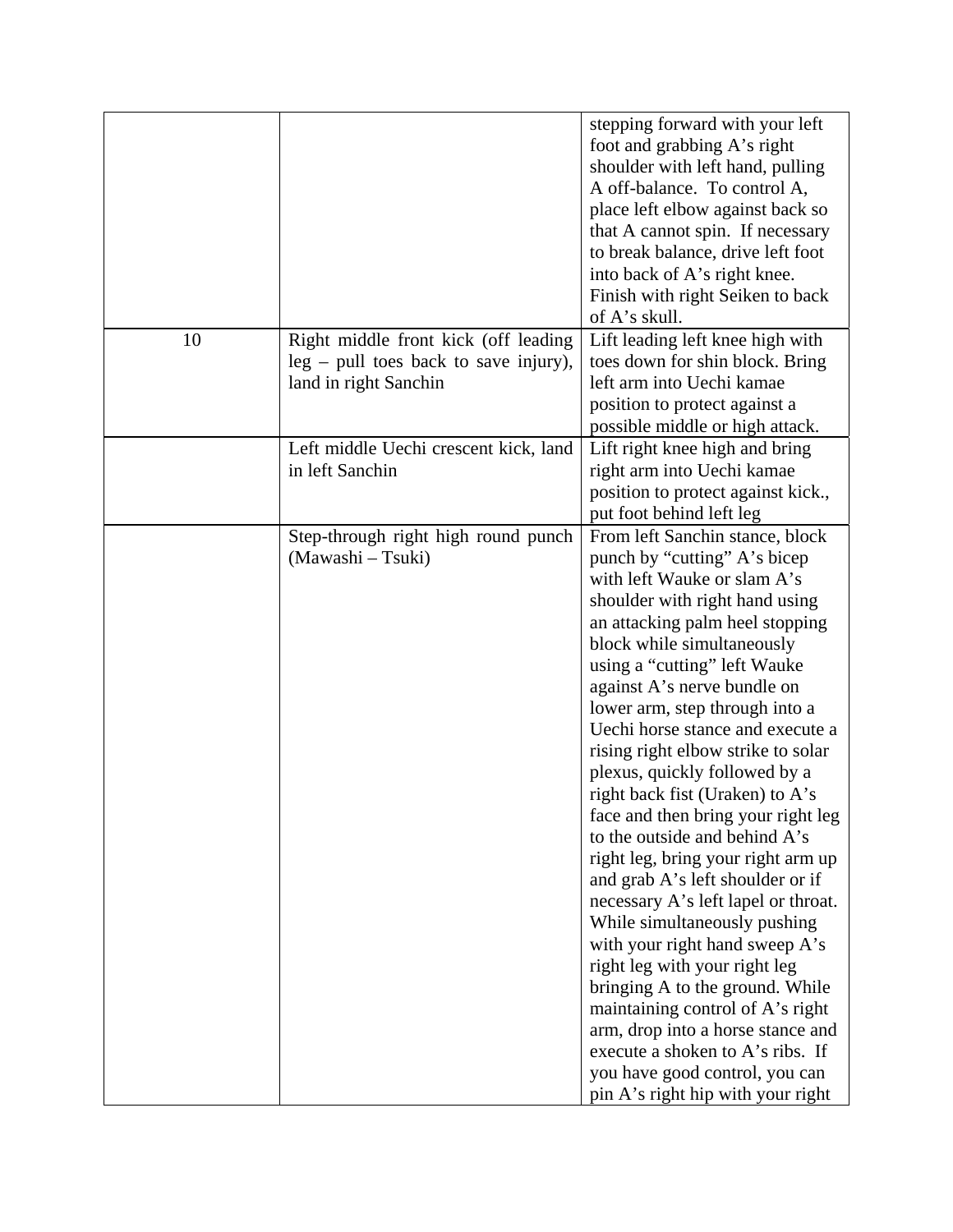| | | |
|---|---|---|
| | | stepping forward with your left foot and grabbing A's right shoulder with left hand, pulling A off-balance. To control A, place left elbow against back so that A cannot spin. If necessary to break balance, drive left foot into back of A's right knee. Finish with right Seiken to back of A's skull. |
| 10 | Right middle front kick (off leading leg – pull toes back to save injury), land in right Sanchin | Lift leading left knee high with toes down for shin block. Bring left arm into Uechi kamae position to protect against a possible middle or high attack. |
| | Left middle Uechi crescent kick, land in left Sanchin | Lift right knee high and bring right arm into Uechi kamae position to protect against kick., put foot behind left leg |
| | Step-through right high round punch (Mawashi – Tsuki) | From left Sanchin stance, block punch by "cutting" A's bicep with left Wauke or slam A's shoulder with right hand using an attacking palm heel stopping block while simultaneously using a "cutting" left Wauke against A's nerve bundle on lower arm, step through into a Uechi horse stance and execute a rising right elbow strike to solar plexus, quickly followed by a right back fist (Uraken) to A's face and then bring your right leg to the outside and behind A's right leg, bring your right arm up and grab A's left shoulder or if necessary A's left lapel or throat. While simultaneously pushing with your right hand sweep A's right leg with your right leg bringing A to the ground. While maintaining control of A's right arm, drop into a horse stance and execute a shoken to A's ribs. If you have good control, you can pin A's right hip with your right |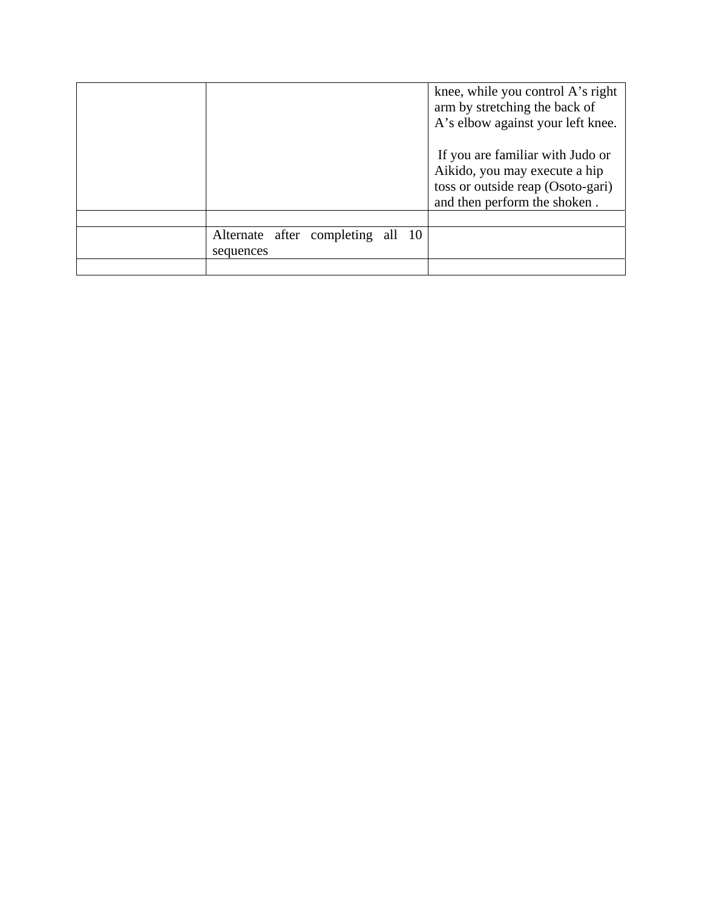| | | |
|---|---|---|
| | | knee, while you control A's right arm by stretching the back of A's elbow against your left knee.<br><br>If you are familiar with Judo or Aikido, you may execute a hip toss or outside reap (Osoto-gari) and then perform the shoken . |
| | | |
| | Alternate after completing all 10 sequences | |
| | | |